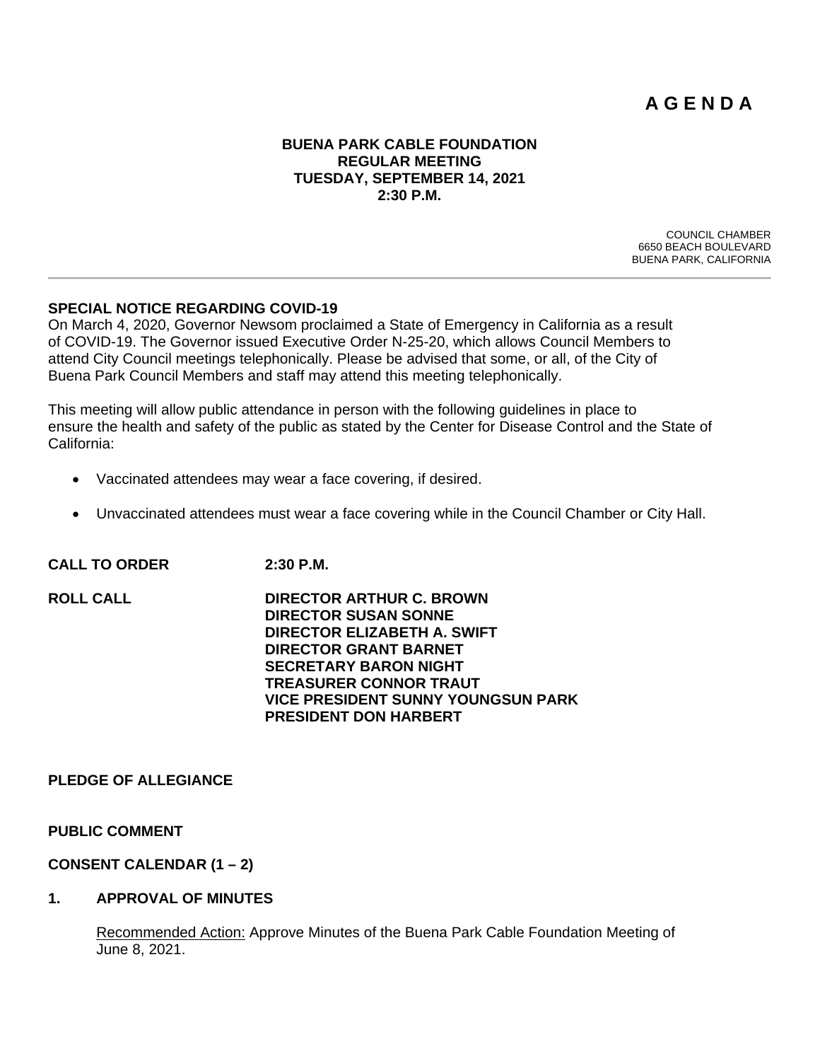# A G E N D A

**BUENA PARK CABLE FOUNDATION**
**REGULAR MEETING**
**TUESDAY, SEPTEMBER 14, 2021**
**2:30 P.M.**

COUNCIL CHAMBER
6650 BEACH BOULEVARD
BUENA PARK, CALIFORNIA

---

**SPECIAL NOTICE REGARDING COVID-19**
On March 4, 2020, Governor Newsom proclaimed a State of Emergency in California as a result of COVID-19. The Governor issued Executive Order N-25-20, which allows Council Members to attend City Council meetings telephonically. Please be advised that some, or all, of the City of Buena Park Council Members and staff may attend this meeting telephonically.

This meeting will allow public attendance in person with the following guidelines in place to ensure the health and safety of the public as stated by the Center for Disease Control and the State of California:

- Vaccinated attendees may wear a face covering, if desired.
- Unvaccinated attendees must wear a face covering while in the Council Chamber or City Hall.

**CALL TO ORDER** **2:30 P.M.**

**ROLL CALL**
**DIRECTOR ARTHUR C. BROWN**
**DIRECTOR SUSAN SONNE**
**DIRECTOR ELIZABETH A. SWIFT**
**DIRECTOR GRANT BARNET**
**SECRETARY BARON NIGHT**
**TREASURER CONNOR TRAUT**
**VICE PRESIDENT SUNNY YOUNGSUN PARK**
**PRESIDENT DON HARBERT**

**PLEDGE OF ALLEGIANCE**

**PUBLIC COMMENT**

**CONSENT CALENDAR (1 – 2)**

**1. APPROVAL OF MINUTES**

Recommended Action: Approve Minutes of the Buena Park Cable Foundation Meeting of June 8, 2021.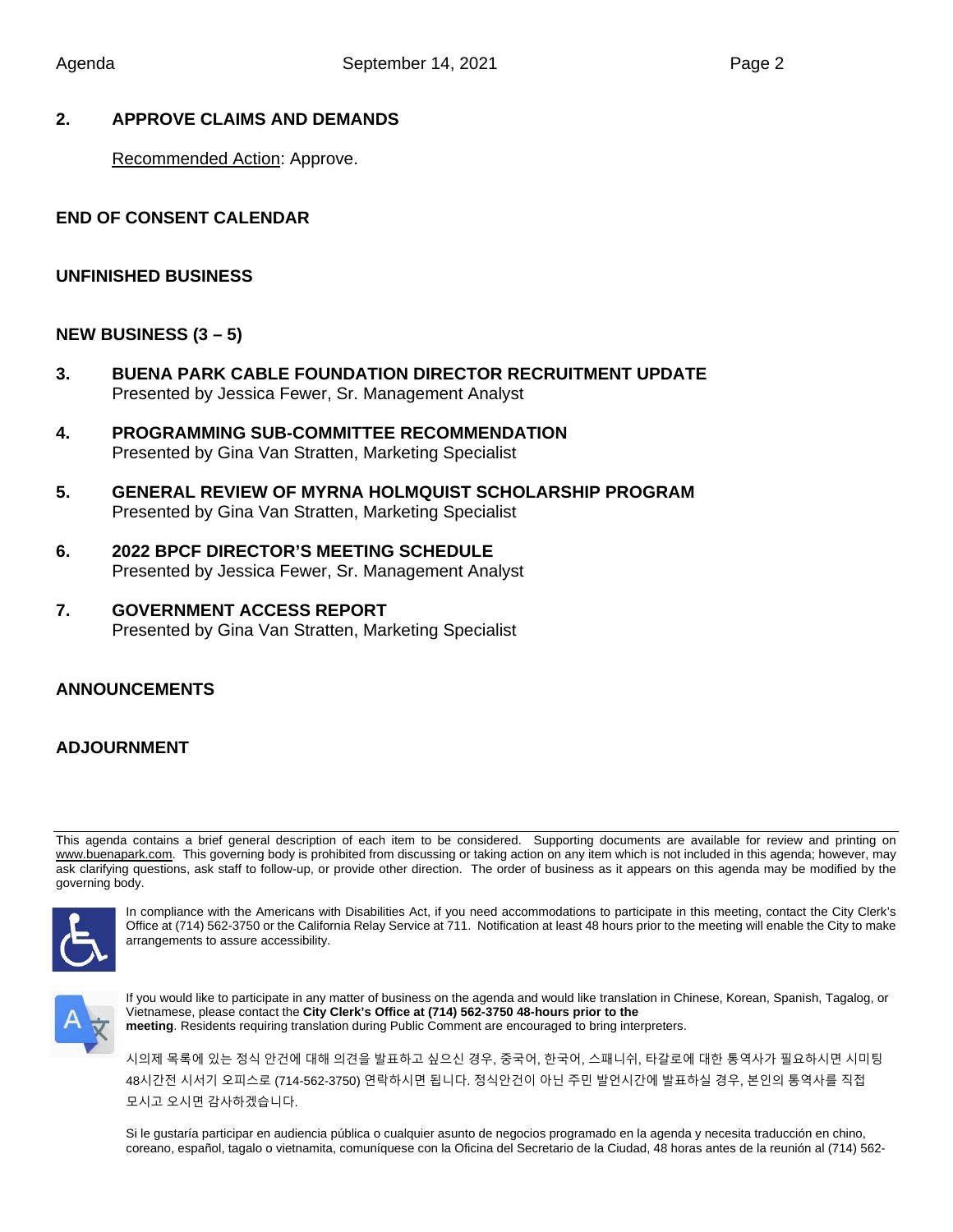**2. APPROVE CLAIMS AND DEMANDS**

Recommended Action: Approve.

**END OF CONSENT CALENDAR**

**UNFINISHED BUSINESS**

**NEW BUSINESS (3 – 5)**

**3. BUENA PARK CABLE FOUNDATION DIRECTOR RECRUITMENT UPDATE**
Presented by Jessica Fewer, Sr. Management Analyst

**4. PROGRAMMING SUB-COMMITTEE RECOMMENDATION**
Presented by Gina Van Stratten, Marketing Specialist

**5. GENERAL REVIEW OF MYRNA HOLMQUIST SCHOLARSHIP PROGRAM**
Presented by Gina Van Stratten, Marketing Specialist

**6. 2022 BPCF DIRECTOR'S MEETING SCHEDULE**
Presented by Jessica Fewer, Sr. Management Analyst

**7. GOVERNMENT ACCESS REPORT**
Presented by Gina Van Stratten, Marketing Specialist

**ANNOUNCEMENTS**

**ADJOURNMENT**

---

This agenda contains a brief general description of each item to be considered. Supporting documents are available for review and printing on www.buenapark.com. This governing body is prohibited from discussing or taking action on any item which is not included in this agenda; however, may ask clarifying questions, ask staff to follow-up, or provide other direction. The order of business as it appears on this agenda may be modified by the governing body.

In compliance with the Americans with Disabilities Act, if you need accommodations to participate in this meeting, contact the City Clerk's Office at (714) 562-3750 or the California Relay Service at 711. Notification at least 48 hours prior to the meeting will enable the City to make arrangements to assure accessibility.

If you would like to participate in any matter of business on the agenda and would like translation in Chinese, Korean, Spanish, Tagalog, or Vietnamese, please contact the **City Clerk's Office at (714) 562-3750 48-hours prior to the meeting**. Residents requiring translation during Public Comment are encouraged to bring interpreters.

시의제 목록에 있는 정식 안건에 대해 의견을 발표하고 싶으신 경우, 중국어, 한국어, 스패니쉬, 타갈로에 대한 통역사가 필요하시면 시미팅 48시간전 시서기 오피스로 (714-562-3750) 연락하시면 됩니다. 정식안건이 아닌 주민 발언시간에 발표하실 경우, 본인의 통역사를 직접 모시고 오시면 감사하겠습니다.

Si le gustaría participar en audiencia pública o cualquier asunto de negocios programado en la agenda y necesita traducción en chino, coreano, español, tagalo o vietnamita, comuníquese con la Oficina del Secretario de la Ciudad, 48 horas antes de la reunión al (714) 562-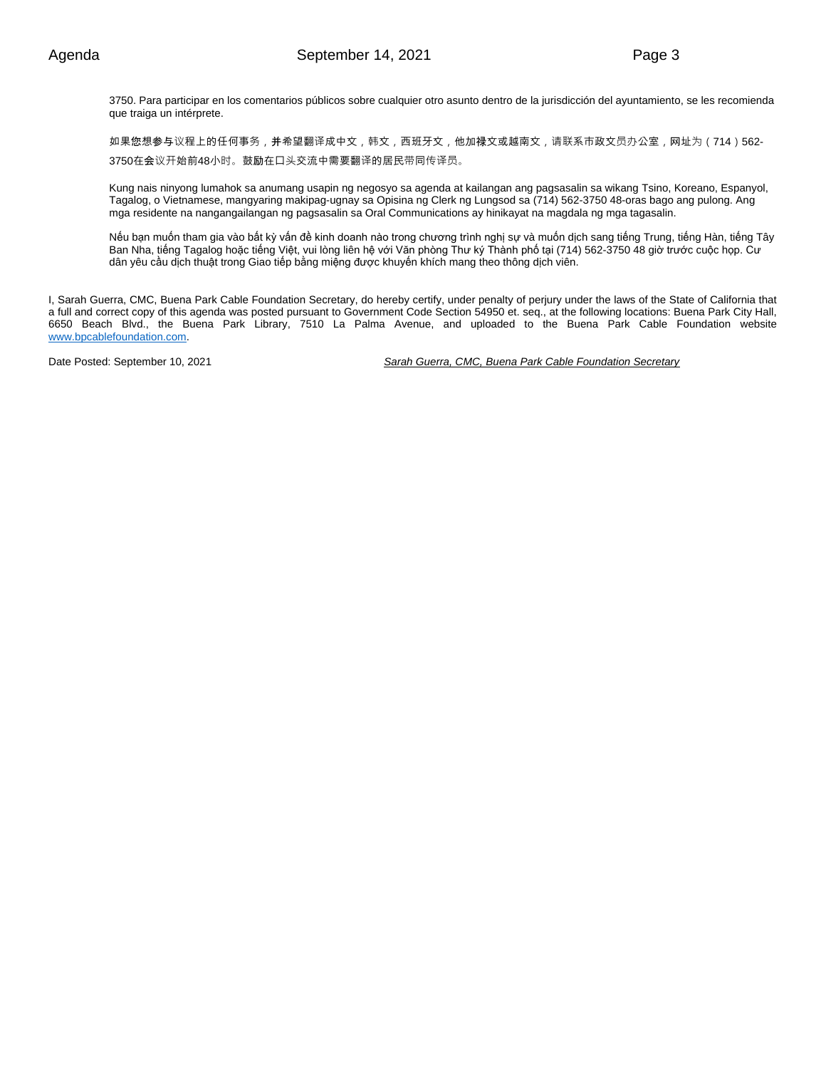3750. Para participar en los comentarios públicos sobre cualquier otro asunto dentro de la jurisdicción del ayuntamiento, se les recomienda que traiga un intérprete.

如果您想参与议程上的任何事务，并希望翻译成中文，韩文，西班牙文，他加禄文或越南文，请联系市政文员办公室，网址为（714）562-3750在会议开始前48小时。鼓励在口头交流中需要翻译的居民带同传译员。

Kung nais ninyong lumahok sa anumang usapin ng negosyo sa agenda at kailangan ang pagsasalin sa wikang Tsino, Koreano, Espanyol, Tagalog, o Vietnamese, mangyaring makipag-ugnay sa Opisina ng Clerk ng Lungsod sa (714) 562-3750 48-oras bago ang pulong. Ang mga residente na nangangailangan ng pagsasalin sa Oral Communications ay hinikayat na magdala ng mga tagasalin.

Nếu bạn muốn tham gia vào bất kỳ vấn đề kinh doanh nào trong chương trình nghị sự và muốn dịch sang tiếng Trung, tiếng Hàn, tiếng Tây Ban Nha, tiếng Tagalog hoặc tiếng Việt, vui lòng liên hệ với Văn phòng Thư ký Thành phố tại (714) 562-3750 48 giờ trước cuộc họp. Cư dân yêu cầu dịch thuật trong Giao tiếp bằng miệng được khuyến khích mang theo thông dịch viên.

I, Sarah Guerra, CMC, Buena Park Cable Foundation Secretary, do hereby certify, under penalty of perjury under the laws of the State of California that a full and correct copy of this agenda was posted pursuant to Government Code Section 54950 et. seq., at the following locations: Buena Park City Hall, 6650 Beach Blvd., the Buena Park Library, 7510 La Palma Avenue, and uploaded to the Buena Park Cable Foundation website www.bpcablefoundation.com.

Date Posted: September 10, 2021

*Sarah Guerra, CMC, Buena Park Cable Foundation Secretary*